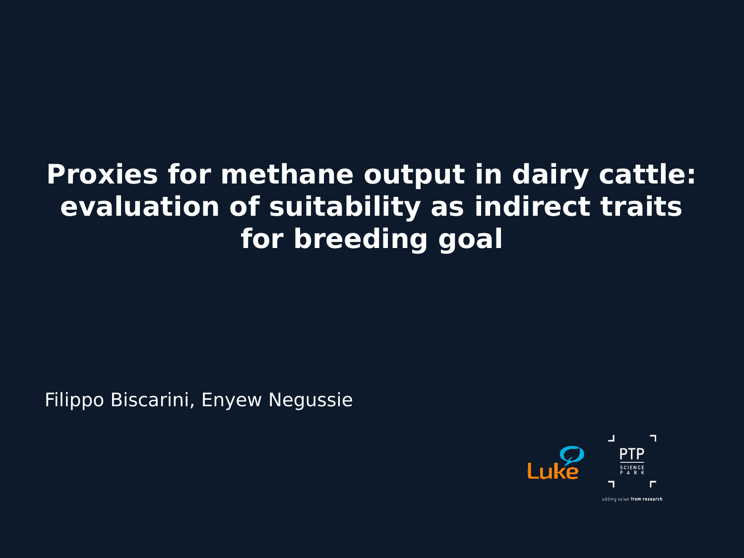# Proxies for methane output in dairy cattle: evaluation of suitability as indirect traits for breeding goal

Filippo Biscarini, Enyew Negussie

Luke

PTP SCIENCE PARK

adding value from research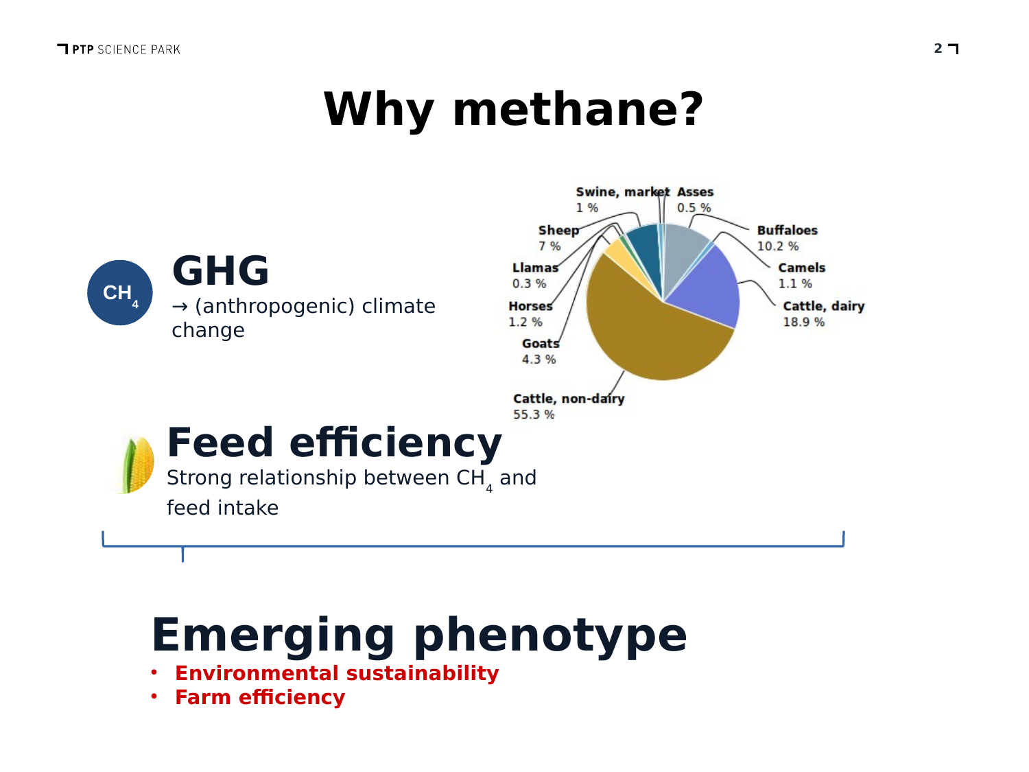# Why methane?

## GHG

$CH_4$

→ (anthropogenic) climate change

| Animal | Share |
|---|---|
| Cattle, non-dairy | 55.3 % |
| Cattle, dairy | 18.9 % |
| Buffaloes | 10.2 % |
| Sheep | 7 % |
| Goats | 4.3 % |
| Horses | 1.2 % |
| Camels | 1.1 % |
| Swine, market | 1 % |
| Asses | 0.5 % |
| Llamas | 0.3 % |

## Feed efficiency

Strong relationship between $CH_4$ and feed intake

# Emerging phenotype

- **Environmental sustainability**
- **Farm efficiency**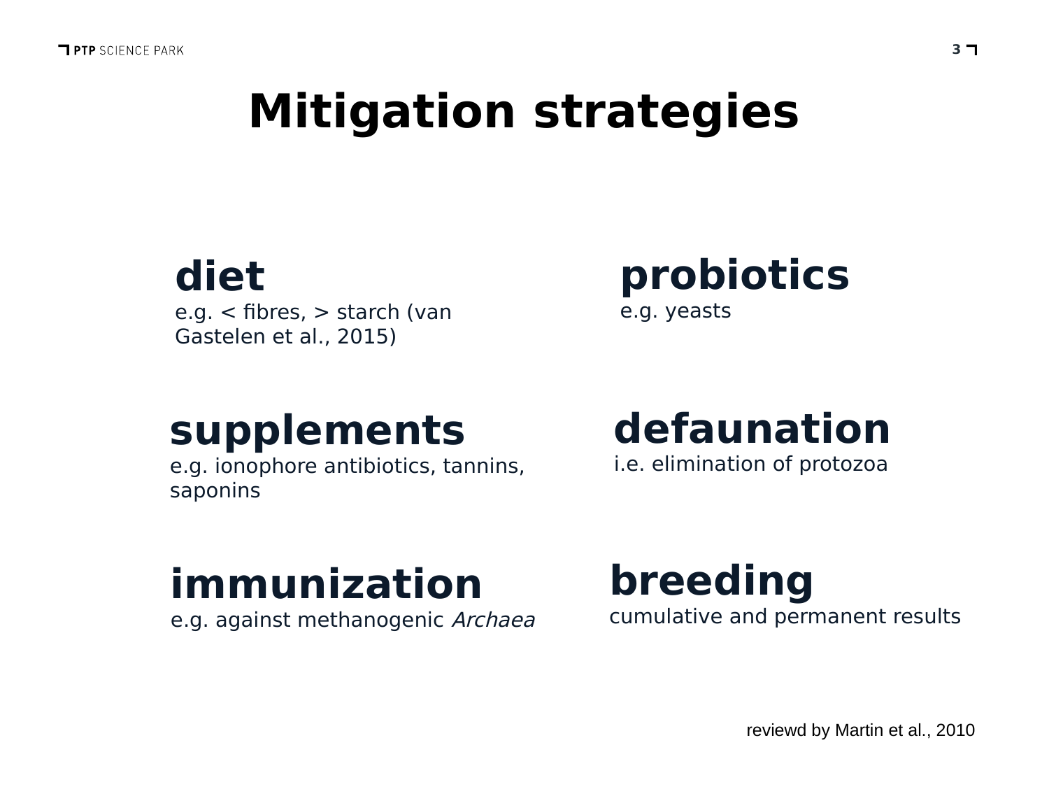# Mitigation strategies

**diet**
e.g. < fibres, > starch (van Gastelen et al., 2015)

**probiotics**
e.g. yeasts

**supplements**
e.g. ionophore antibiotics, tannins, saponins

**defaunation**
i.e. elimination of protozoa

**immunization**
e.g. against methanogenic *Archaea*

**breeding**
cumulative and permanent results

reviewd by Martin et al., 2010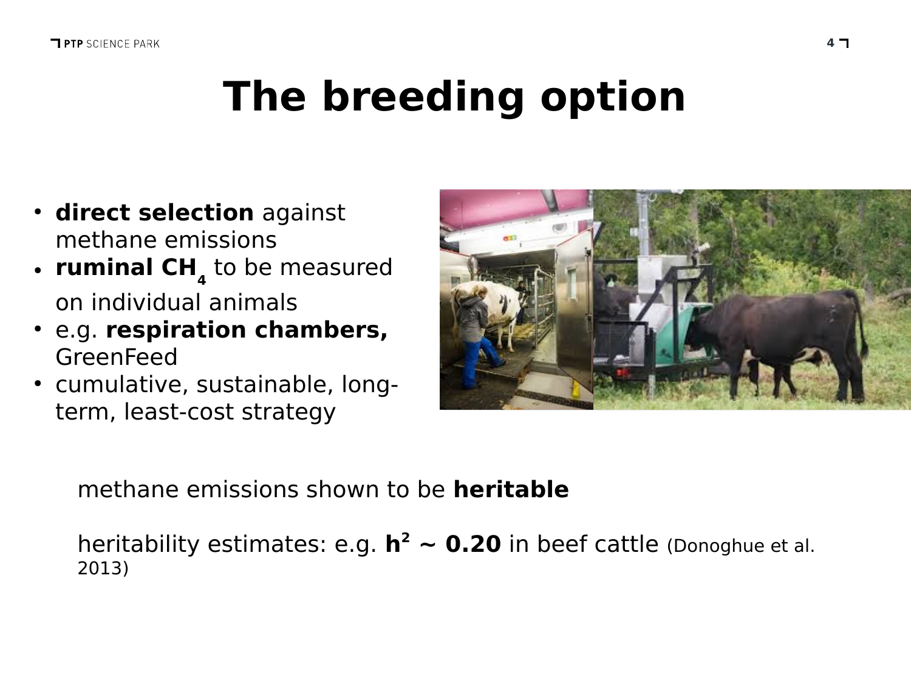# The breeding option

- **direct selection** against methane emissions
- **ruminal $CH_4$** to be measured on individual animals
- e.g. **respiration chambers,** GreenFeed
- cumulative, sustainable, long-term, least-cost strategy

methane emissions shown to be **heritable**

heritability estimates: e.g. $\mathbf{h^2 \sim 0.20}$ in beef cattle (Donoghue et al. 2013)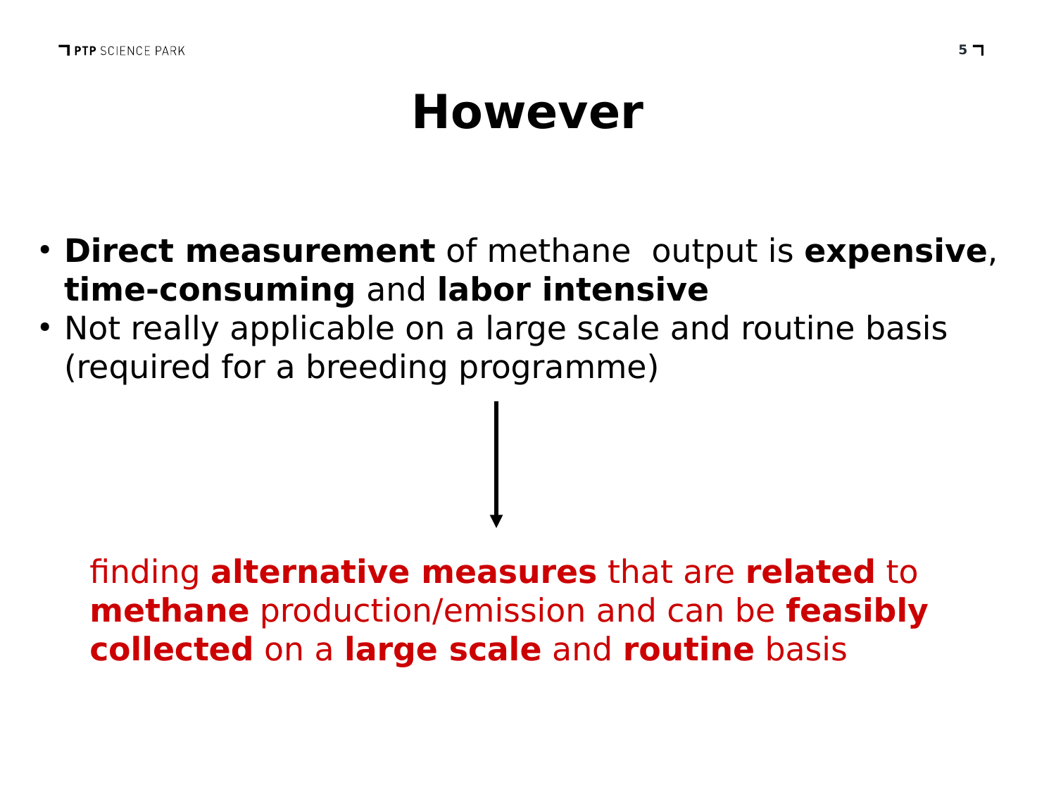# However

- **Direct measurement** of methane  output is **expensive**, **time-consuming** and **labor intensive**
- Not really applicable on a large scale and routine basis (required for a breeding programme)

↓

finding **alternative measures** that are **related** to **methane** production/emission and can be **feasibly collected** on a **large scale** and **routine** basis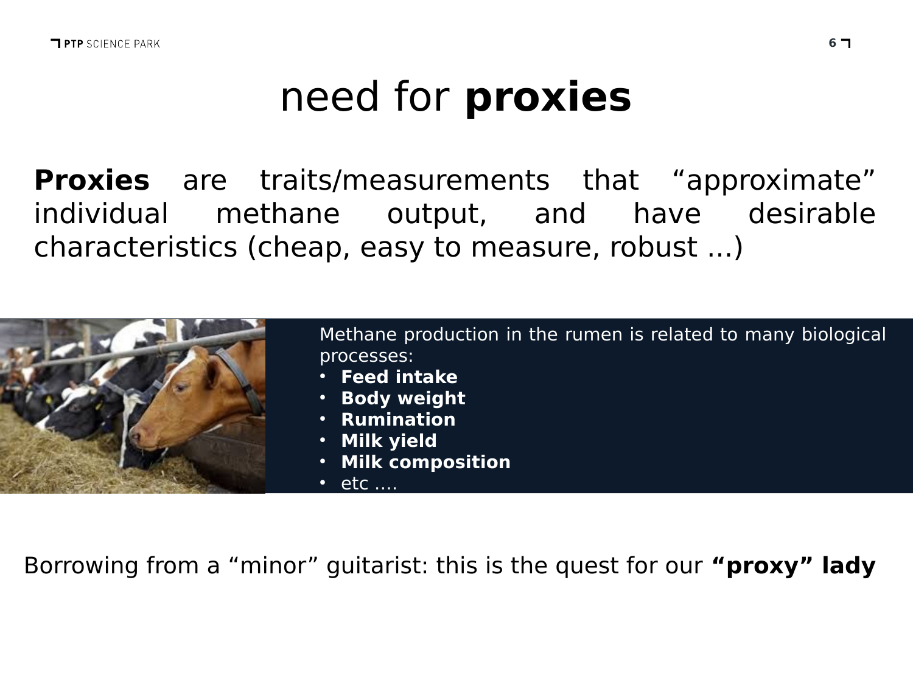# need for **proxies**

**Proxies** are traits/measurements that "approximate" individual methane output, and have desirable characteristics (cheap, easy to measure, robust ...)

Methane production in the rumen is related to many biological processes:

- **Feed intake**
- **Body weight**
- **Rumination**
- **Milk yield**
- **Milk composition**
- etc ....

Borrowing from a "minor" guitarist: this is the quest for our **"proxy" lady**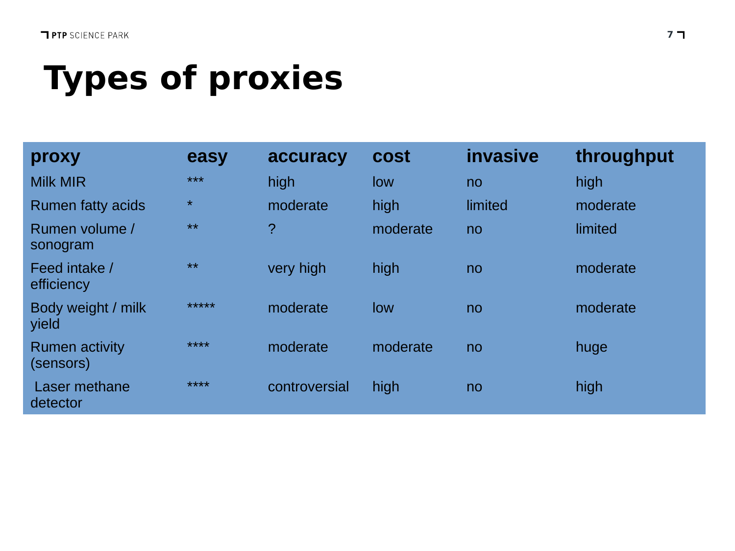# Types of proxies

| proxy | easy | accuracy | cost | invasive | throughput |
|---|---|---|---|---|---|
| Milk MIR | *** | high | low | no | high |
| Rumen fatty acids | * | moderate | high | limited | moderate |
| Rumen volume / sonogram | ** | ? | moderate | no | limited |
| Feed intake / efficiency | ** | very high | high | no | moderate |
| Body weight / milk yield | ***** | moderate | low | no | moderate |
| Rumen activity (sensors) | **** | moderate | moderate | no | huge |
| Laser methane detector | **** | controversial | high | no | high |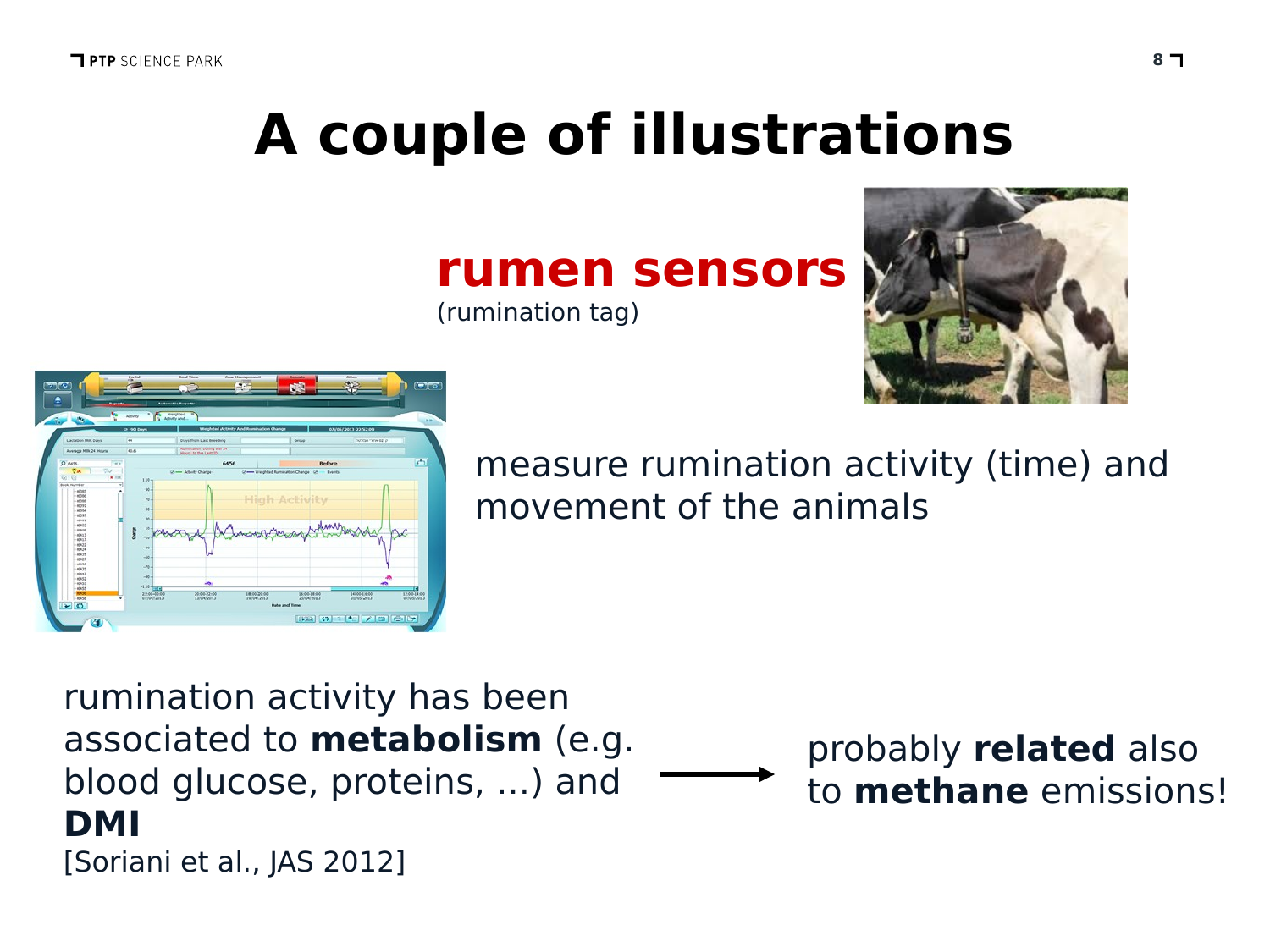# A couple of illustrations

**rumen sensors**

(rumination tag)

measure rumination activity (time) and movement of the animals

rumination activity has been associated to **metabolism** (e.g. blood glucose, proteins, ...) and **DMI**
[Soriani et al., JAS 2012]

→ probably **related** also to **methane** emissions!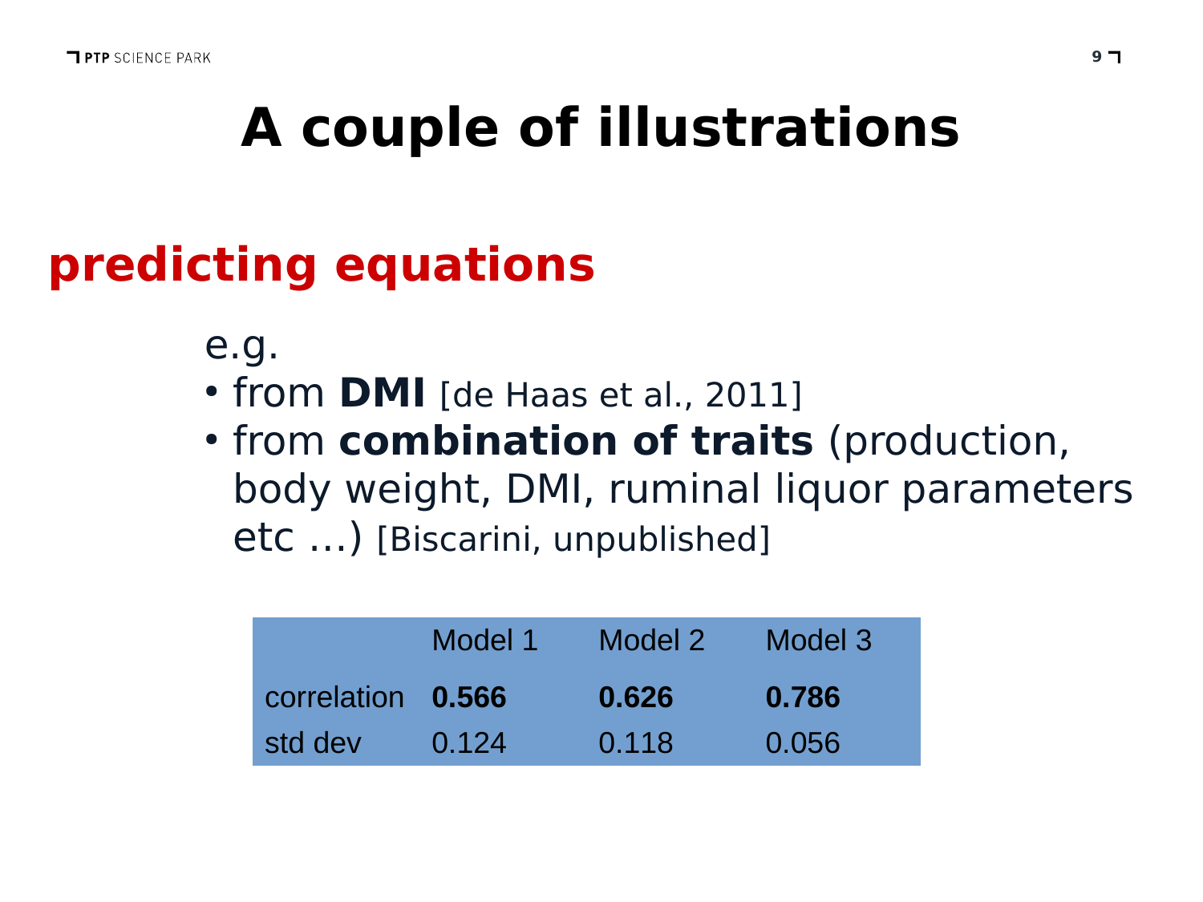# A couple of illustrations

## predicting equations

e.g.

- from **DMI** [de Haas et al., 2011]
- from **combination of traits** (production, body weight, DMI, ruminal liquor parameters etc …) [Biscarini, unpublished]

| | Model 1 | Model 2 | Model 3 |
|---|---|---|---|
| correlation | **0.566** | **0.626** | **0.786** |
| std dev | 0.124 | 0.118 | 0.056 |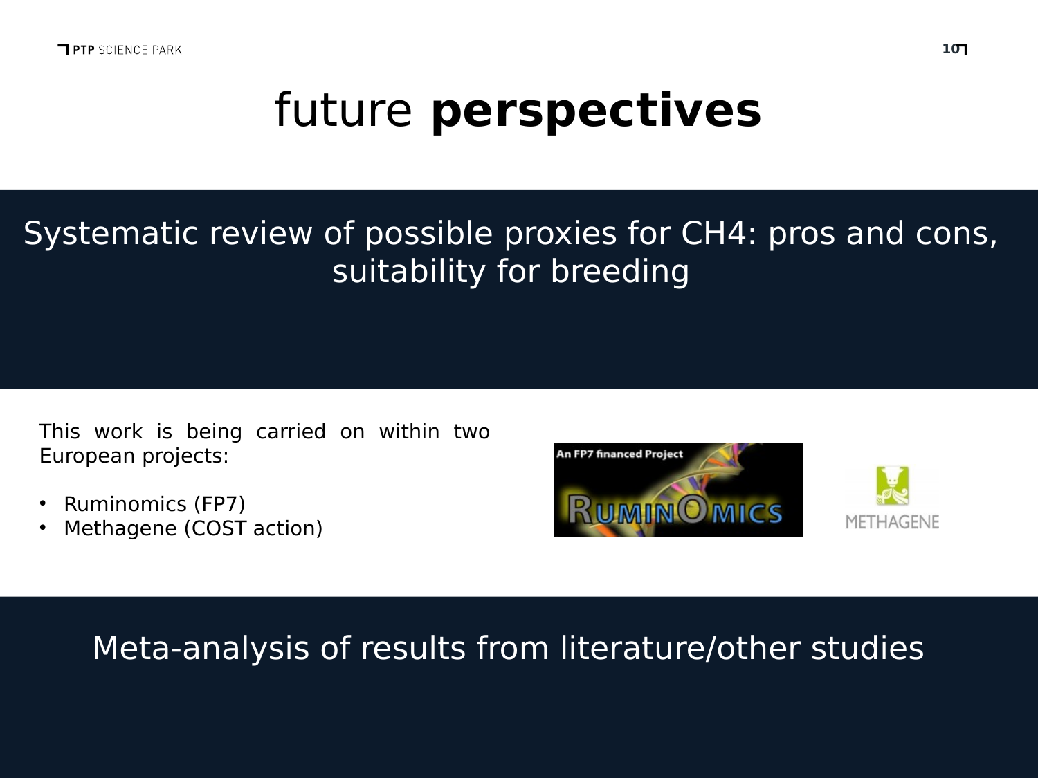# future **perspectives**

Systematic review of possible proxies for $CH_4$: pros and cons, suitability for breeding

This work is being carried on within two European projects:

- Ruminomics (FP7)
- Methagene (COST action)

Meta-analysis of results from literature/other studies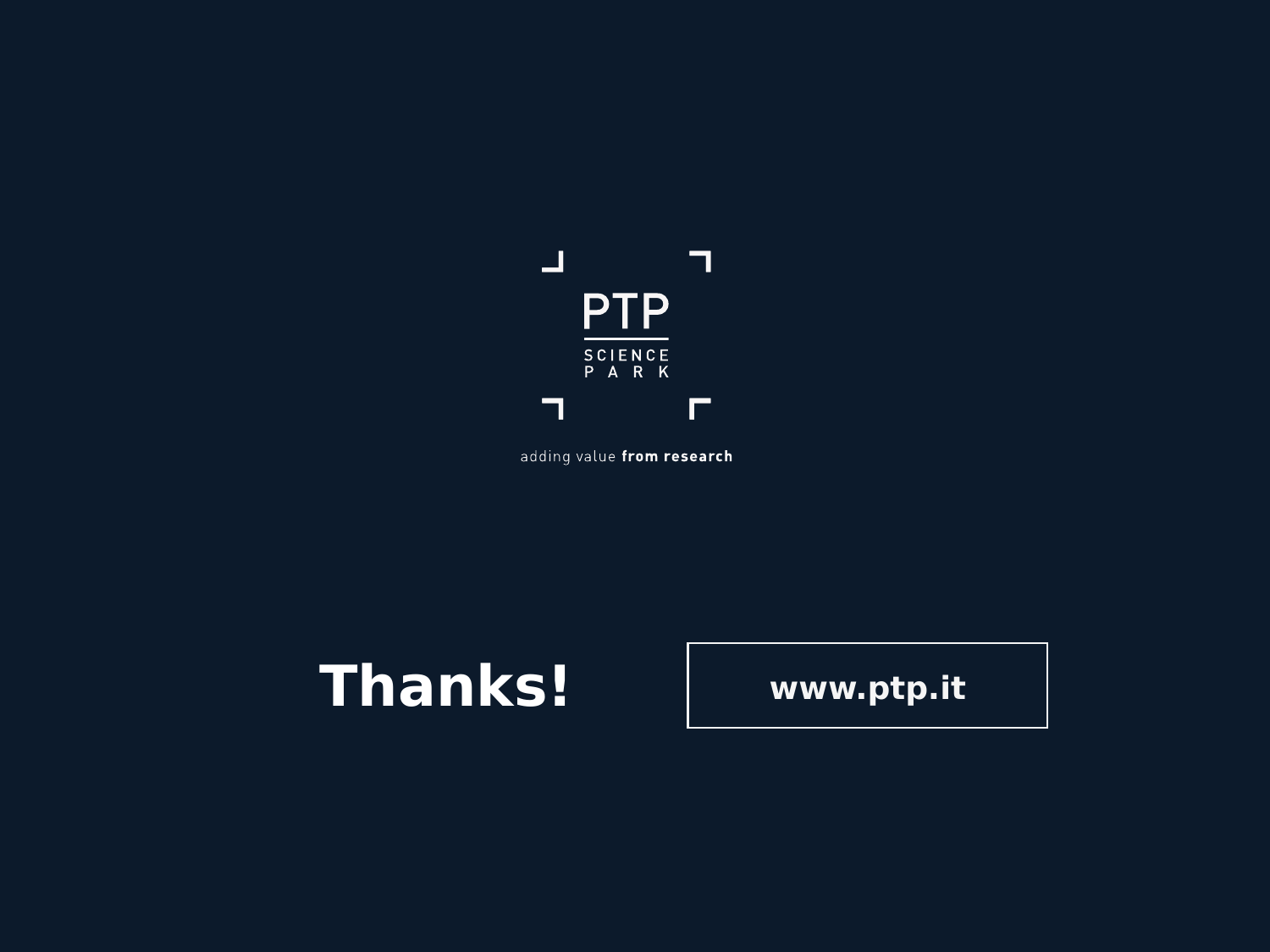PTP

SCIENCE PARK

adding value **from research**

**Thanks!**

**www.ptp.it**